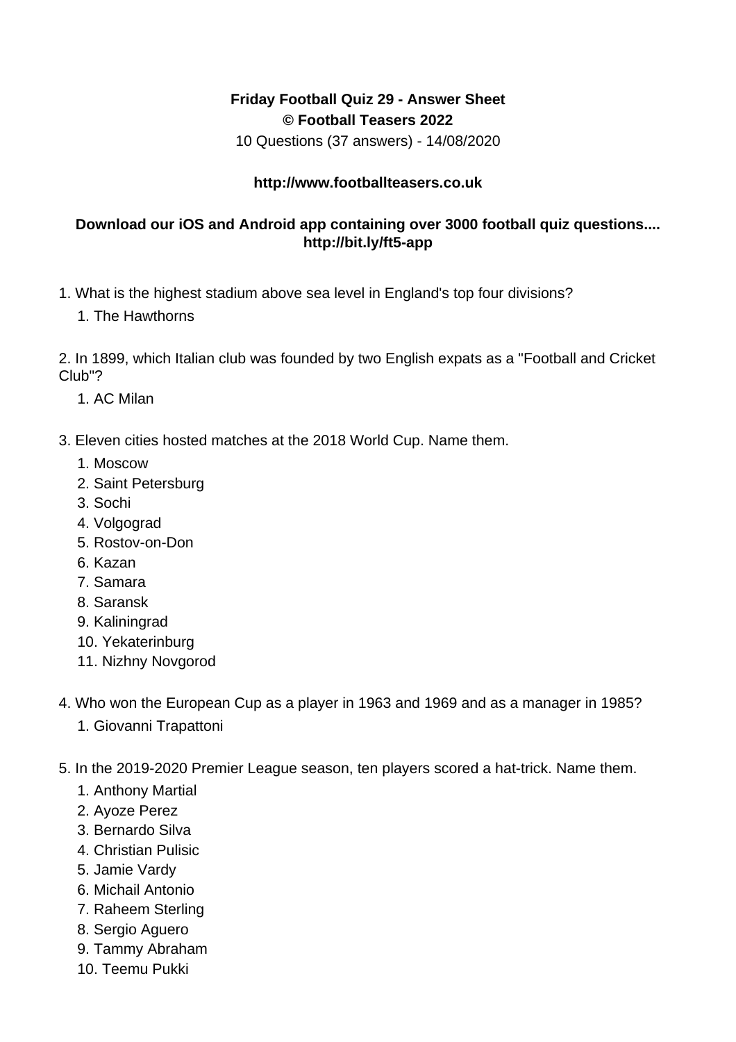**Friday Football Quiz 29 - Answer Sheet**
**© Football Teasers 2022**
10 Questions (37 answers) - 14/08/2020

**http://www.footballteasers.co.uk**

**Download our iOS and Android app containing over 3000 football quiz questions.... http://bit.ly/ft5-app**

1. What is the highest stadium above sea level in England's top four divisions?
    1. The Hawthorns

2. In 1899, which Italian club was founded by two English expats as a "Football and Cricket Club"?
    1. AC Milan

3. Eleven cities hosted matches at the 2018 World Cup. Name them.
    1. Moscow
    2. Saint Petersburg
    3. Sochi
    4. Volgograd
    5. Rostov-on-Don
    6. Kazan
    7. Samara
    8. Saransk
    9. Kaliningrad
    10. Yekaterinburg
    11. Nizhny Novgorod

4. Who won the European Cup as a player in 1963 and 1969 and as a manager in 1985?
    1. Giovanni Trapattoni

5. In the 2019-2020 Premier League season, ten players scored a hat-trick. Name them.
    1. Anthony Martial
    2. Ayoze Perez
    3. Bernardo Silva
    4. Christian Pulisic
    5. Jamie Vardy
    6. Michail Antonio
    7. Raheem Sterling
    8. Sergio Aguero
    9. Tammy Abraham
    10. Teemu Pukki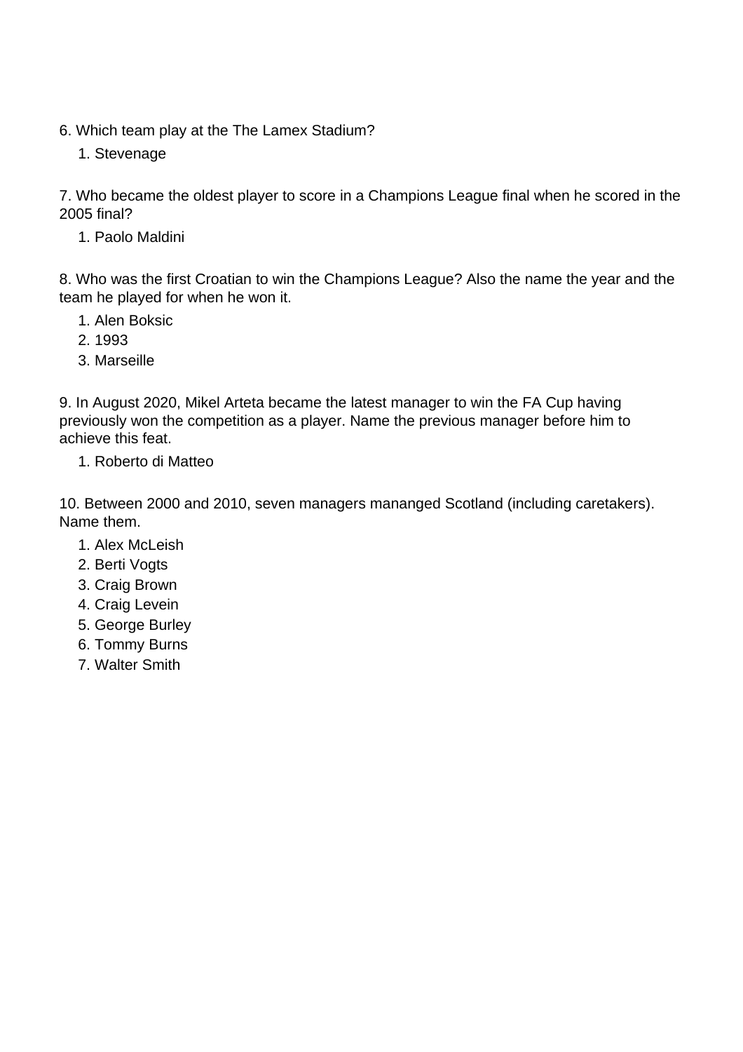6. Which team play at the The Lamex Stadium?

1. Stevenage

7. Who became the oldest player to score in a Champions League final when he scored in the 2005 final?

1. Paolo Maldini

8. Who was the first Croatian to win the Champions League? Also the name the year and the team he played for when he won it.

1. Alen Boksic
2. 1993
3. Marseille

9. In August 2020, Mikel Arteta became the latest manager to win the FA Cup having previously won the competition as a player. Name the previous manager before him to achieve this feat.

1. Roberto di Matteo

10. Between 2000 and 2010, seven managers mananged Scotland (including caretakers). Name them.

1. Alex McLeish
2. Berti Vogts
3. Craig Brown
4. Craig Levein
5. George Burley
6. Tommy Burns
7. Walter Smith